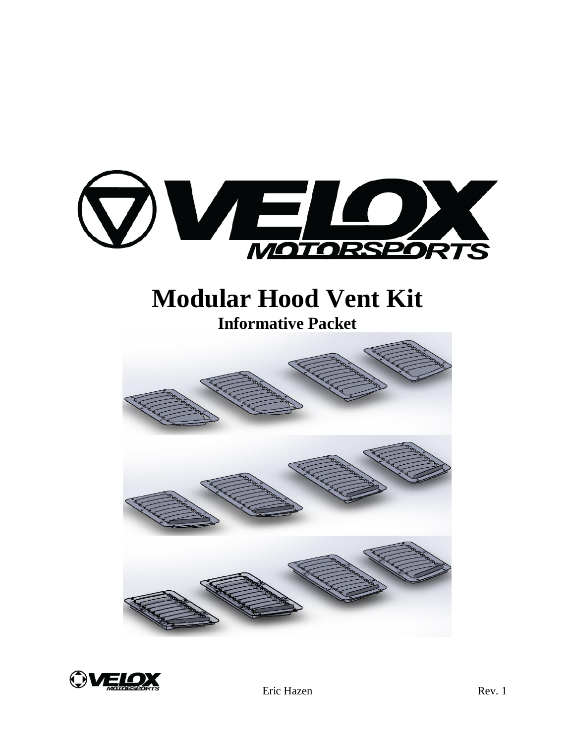# Modular Hood Vent Kit

## Informative Packet

Eric Hazen

Rev. 1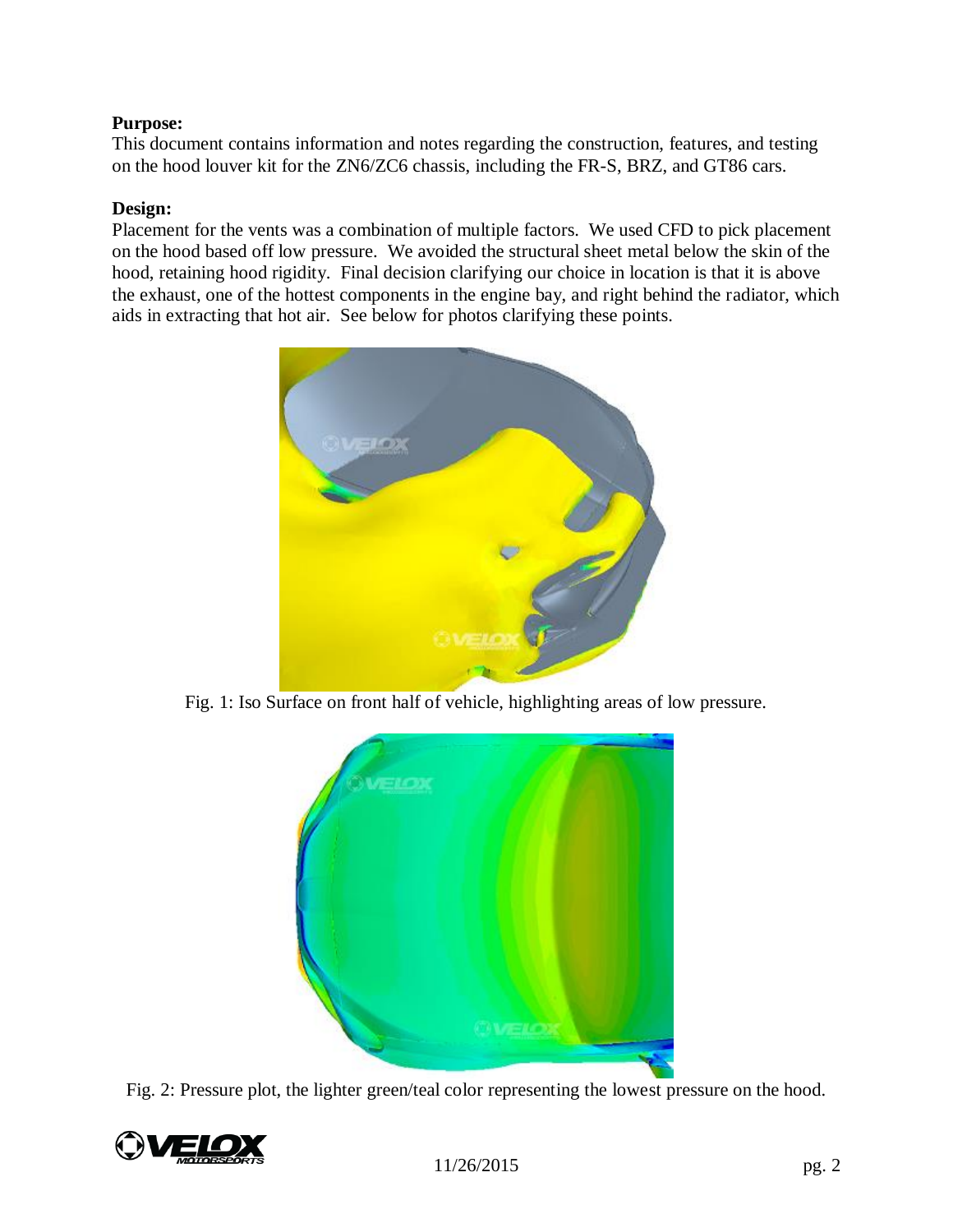**Purpose:**
This document contains information and notes regarding the construction, features, and testing on the hood louver kit for the ZN6/ZC6 chassis, including the FR-S, BRZ, and GT86 cars.

**Design:**
Placement for the vents was a combination of multiple factors. We used CFD to pick placement on the hood based off low pressure. We avoided the structural sheet metal below the skin of the hood, retaining hood rigidity. Final decision clarifying our choice in location is that it is above the exhaust, one of the hottest components in the engine bay, and right behind the radiator, which aids in extracting that hot air. See below for photos clarifying these points.

Fig. 1: Iso Surface on front half of vehicle, highlighting areas of low pressure.

Fig. 2: Pressure plot, the lighter green/teal color representing the lowest pressure on the hood.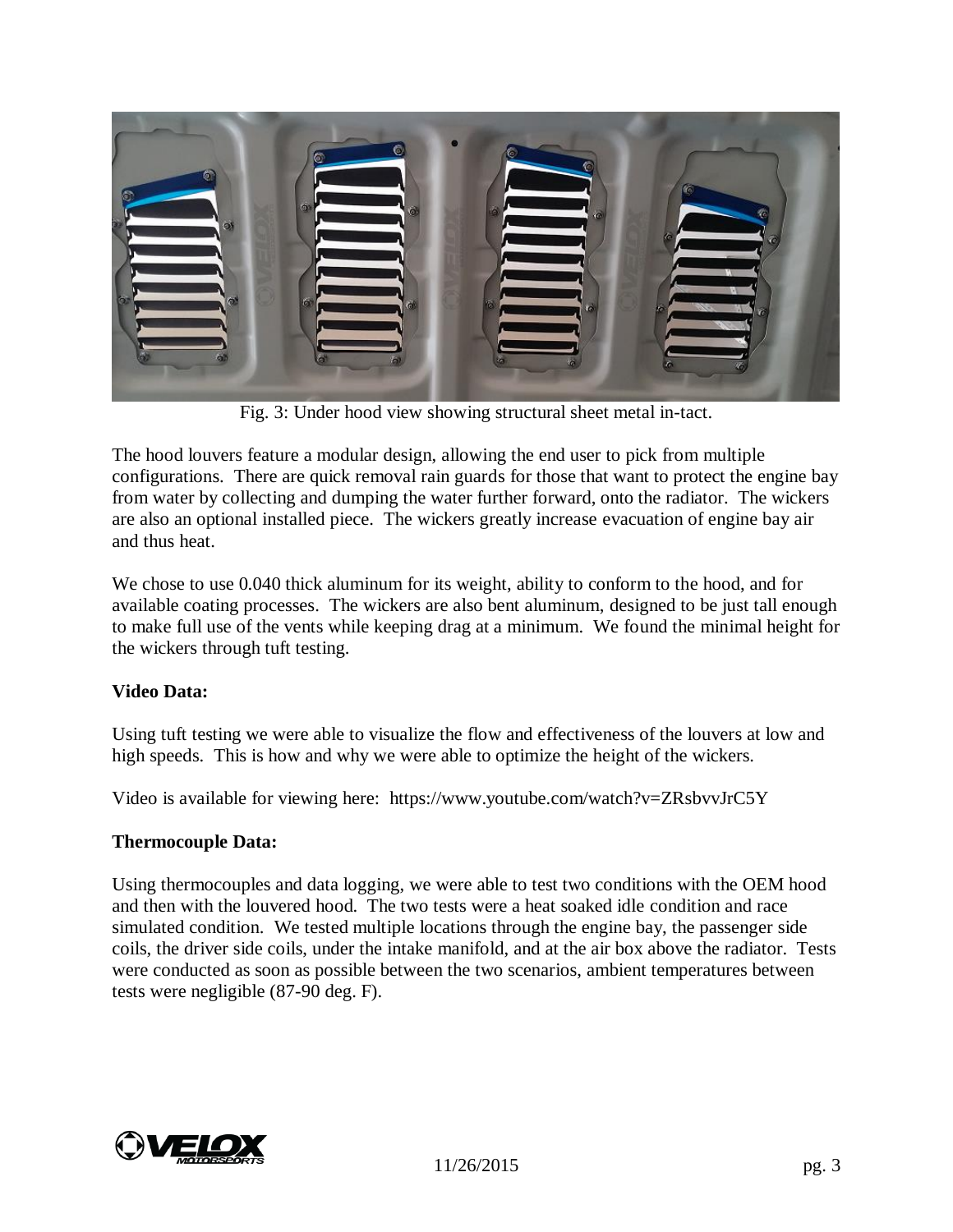Fig. 3: Under hood view showing structural sheet metal in-tact.

The hood louvers feature a modular design, allowing the end user to pick from multiple configurations. There are quick removal rain guards for those that want to protect the engine bay from water by collecting and dumping the water further forward, onto the radiator. The wickers are also an optional installed piece. The wickers greatly increase evacuation of engine bay air and thus heat.

We chose to use 0.040 thick aluminum for its weight, ability to conform to the hood, and for available coating processes. The wickers are also bent aluminum, designed to be just tall enough to make full use of the vents while keeping drag at a minimum. We found the minimal height for the wickers through tuft testing.

**Video Data:**

Using tuft testing we were able to visualize the flow and effectiveness of the louvers at low and high speeds. This is how and why we were able to optimize the height of the wickers.

Video is available for viewing here: https://www.youtube.com/watch?v=ZRsbvvJrC5Y

**Thermocouple Data:**

Using thermocouples and data logging, we were able to test two conditions with the OEM hood and then with the louvered hood. The two tests were a heat soaked idle condition and race simulated condition. We tested multiple locations through the engine bay, the passenger side coils, the driver side coils, under the intake manifold, and at the air box above the radiator. Tests were conducted as soon as possible between the two scenarios, ambient temperatures between tests were negligible (87-90 deg. F).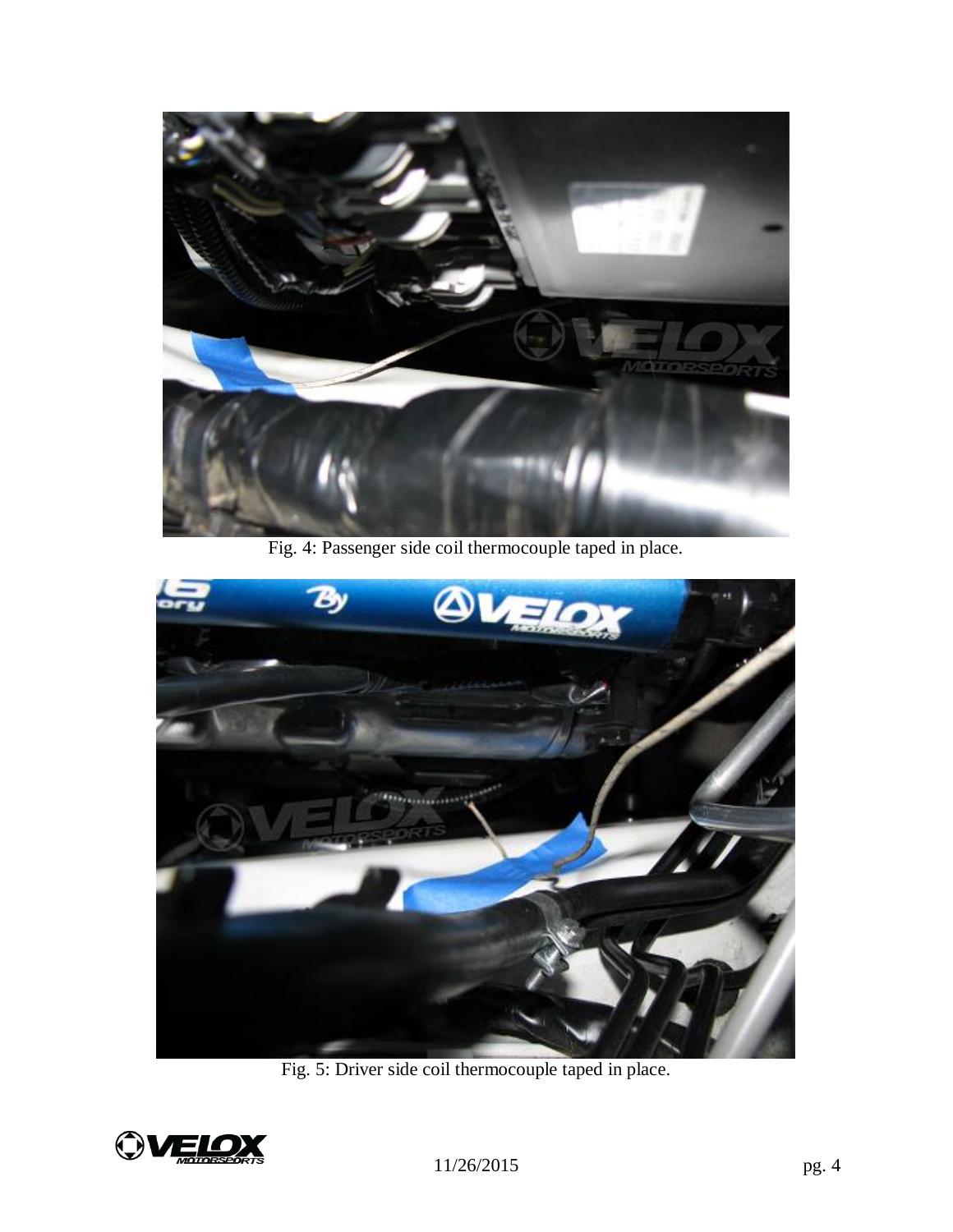Fig. 4: Passenger side coil thermocouple taped in place.

Fig. 5: Driver side coil thermocouple taped in place.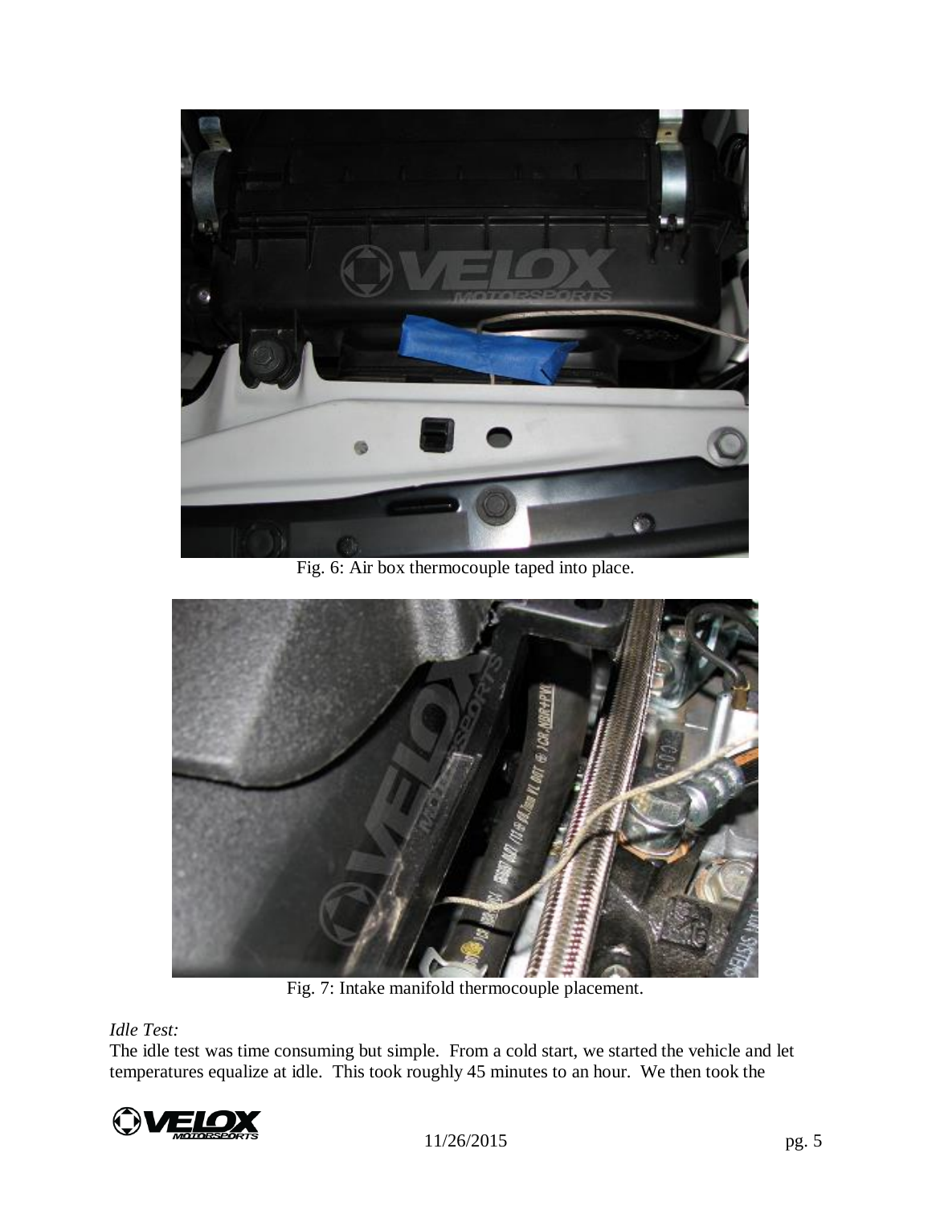Fig. 6: Air box thermocouple taped into place.

Fig. 7: Intake manifold thermocouple placement.

*Idle Test:*

The idle test was time consuming but simple. From a cold start, we started the vehicle and let temperatures equalize at idle. This took roughly 45 minutes to an hour. We then took the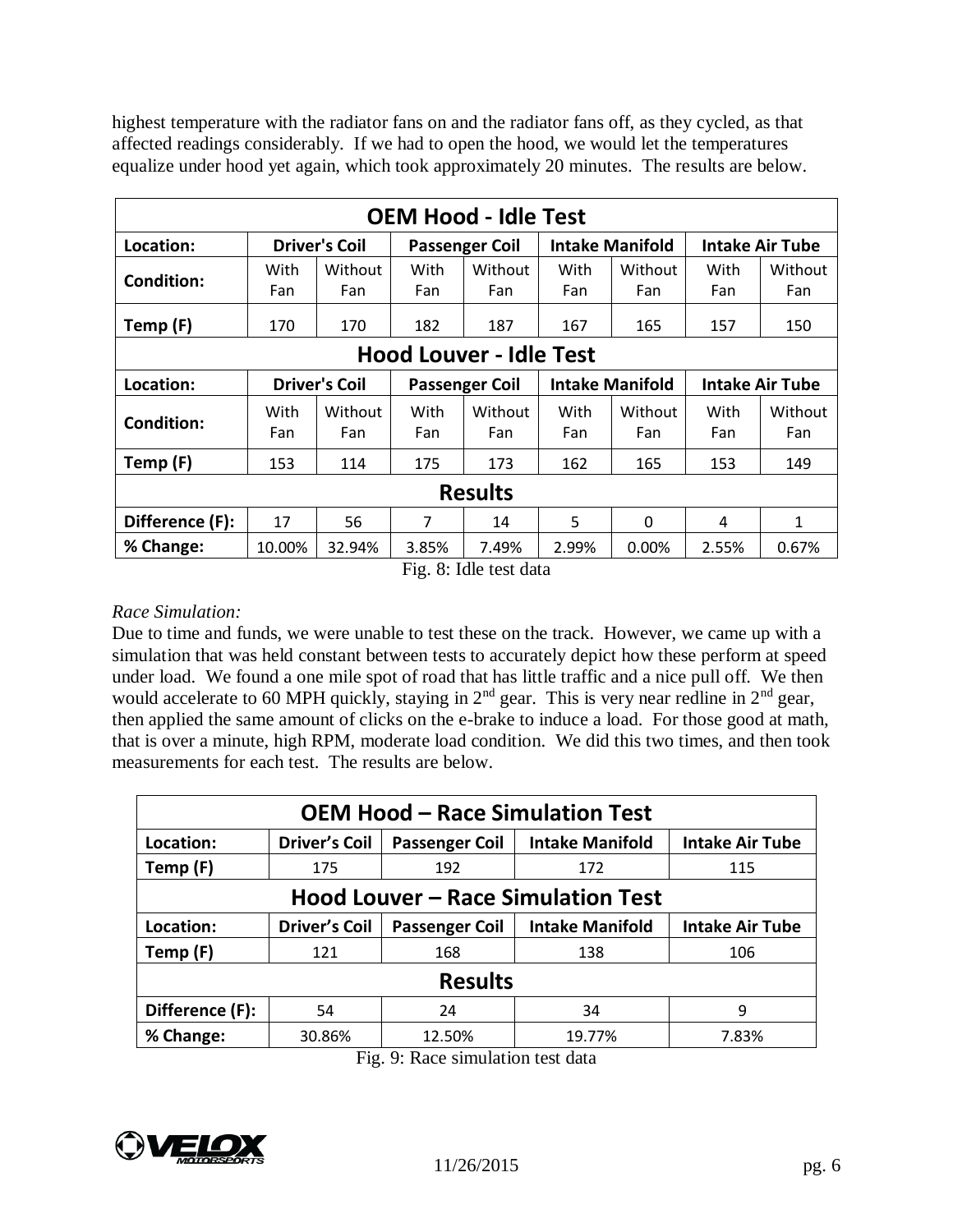highest temperature with the radiator fans on and the radiator fans off, as they cycled, as that affected readings considerably. If we had to open the hood, we would let the temperatures equalize under hood yet again, which took approximately 20 minutes. The results are below.

| **OEM Hood - Idle Test** | | | | | | | | |
|---|---|---|---|---|---|---|---|---|
| **Location:** | **Driver's Coil** | | **Passenger Coil** | | **Intake Manifold** | | **Intake Air Tube** | |
| **Condition:** | With Fan | Without Fan | With Fan | Without Fan | With Fan | Without Fan | With Fan | Without Fan |
| **Temp (F)** | 170 | 170 | 182 | 187 | 167 | 165 | 157 | 150 |
| **Hood Louver - Idle Test** | | | | | | | | |
| **Location:** | **Driver's Coil** | | **Passenger Coil** | | **Intake Manifold** | | **Intake Air Tube** | |
| **Condition:** | With Fan | Without Fan | With Fan | Without Fan | With Fan | Without Fan | With Fan | Without Fan |
| **Temp (F)** | 153 | 114 | 175 | 173 | 162 | 165 | 153 | 149 |
| **Results** | | | | | | | | |
| **Difference (F):** | 17 | 56 | 7 | 14 | 5 | 0 | 4 | 1 |
| **% Change:** | 10.00% | 32.94% | 3.85% | 7.49% | 2.99% | 0.00% | 2.55% | 0.67% |

Fig. 8: Idle test data

*Race Simulation:*

Due to time and funds, we were unable to test these on the track. However, we came up with a simulation that was held constant between tests to accurately depict how these perform at speed under load. We found a one mile spot of road that has little traffic and a nice pull off. We then would accelerate to 60 MPH quickly, staying in 2nd gear. This is very near redline in 2nd gear, then applied the same amount of clicks on the e-brake to induce a load. For those good at math, that is over a minute, high RPM, moderate load condition. We did this two times, and then took measurements for each test. The results are below.

| **OEM Hood – Race Simulation Test** | | | | |
|---|---|---|---|---|
| **Location:** | **Driver's Coil** | **Passenger Coil** | **Intake Manifold** | **Intake Air Tube** |
| **Temp (F)** | 175 | 192 | 172 | 115 |
| **Hood Louver – Race Simulation Test** | | | | |
| **Location:** | **Driver's Coil** | **Passenger Coil** | **Intake Manifold** | **Intake Air Tube** |
| **Temp (F)** | 121 | 168 | 138 | 106 |
| **Results** | | | | |
| **Difference (F):** | 54 | 24 | 34 | 9 |
| **% Change:** | 30.86% | 12.50% | 19.77% | 7.83% |

Fig. 9: Race simulation test data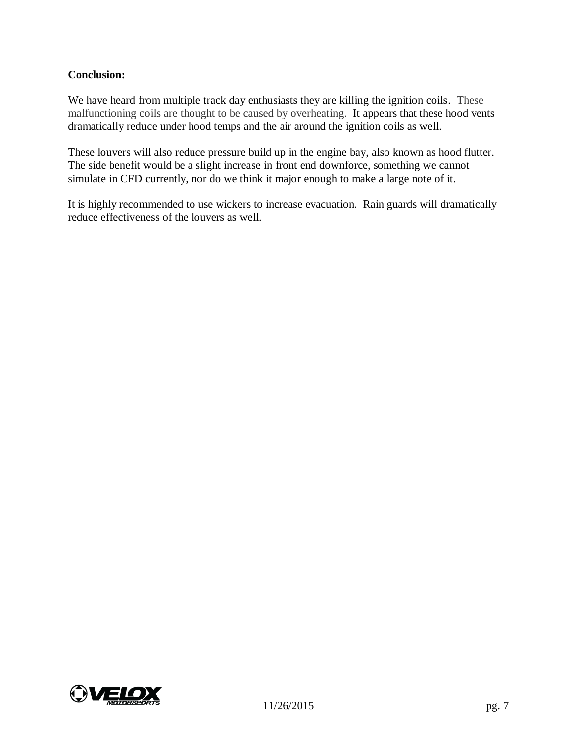**Conclusion:**

We have heard from multiple track day enthusiasts they are killing the ignition coils. These malfunctioning coils are thought to be caused by overheating. It appears that these hood vents dramatically reduce under hood temps and the air around the ignition coils as well.

These louvers will also reduce pressure build up in the engine bay, also known as hood flutter. The side benefit would be a slight increase in front end downforce, something we cannot simulate in CFD currently, nor do we think it major enough to make a large note of it.

It is highly recommended to use wickers to increase evacuation. Rain guards will dramatically reduce effectiveness of the louvers as well.